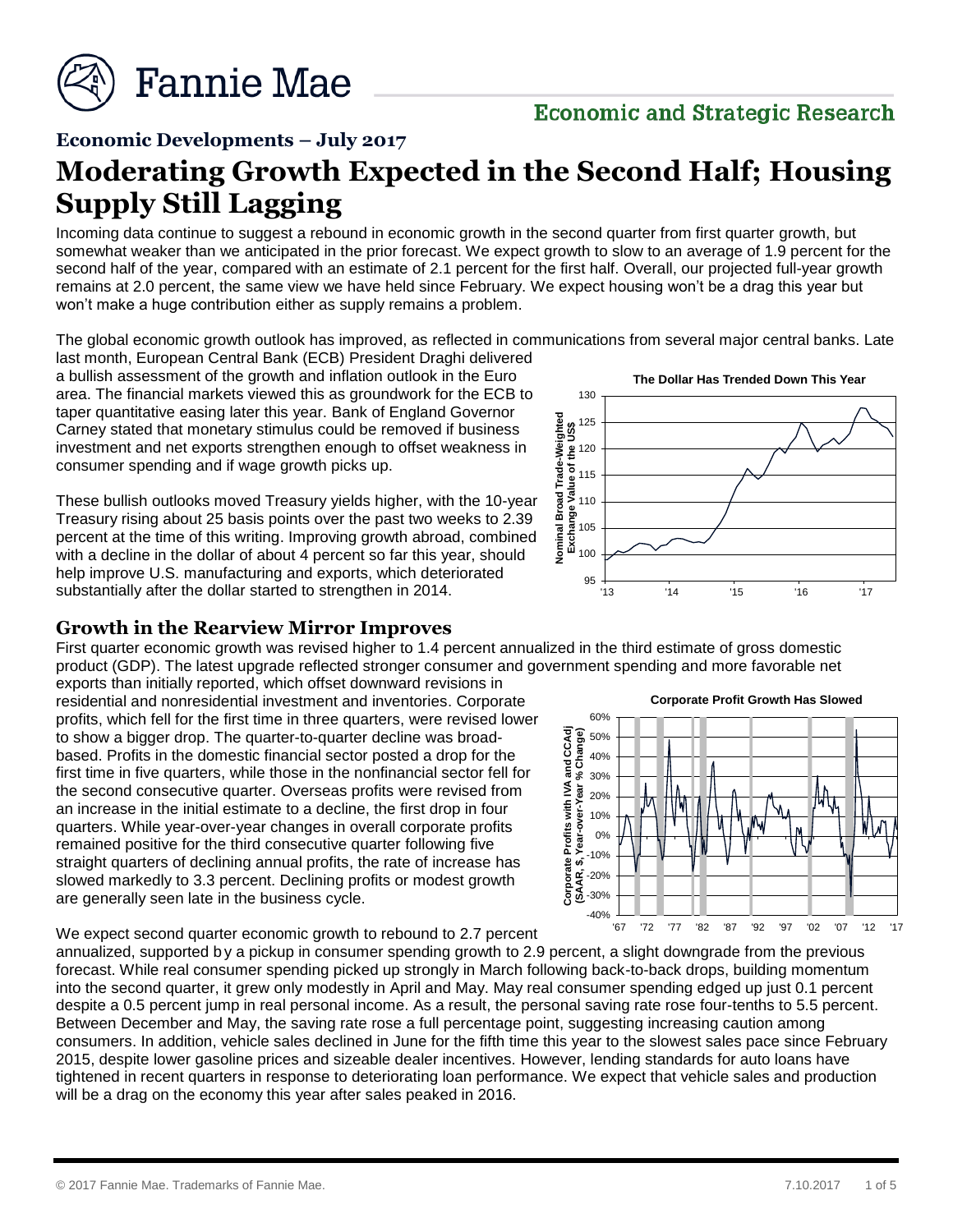**Economic Developments – July 2017**

# Moderating Growth Expected in the Second Half; Housing Supply Still Lagging

Incoming data continue to suggest a rebound in economic growth in the second quarter from first quarter growth, but somewhat weaker than we anticipated in the prior forecast. We expect growth to slow to an average of 1.9 percent for the second half of the year, compared with an estimate of 2.1 percent for the first half. Overall, our projected full-year growth remains at 2.0 percent, the same view we have held since February. We expect housing won't be a drag this year but won't make a huge contribution either as supply remains a problem.

The global economic growth outlook has improved, as reflected in communications from several major central banks. Late last month, European Central Bank (ECB) President Draghi delivered a bullish assessment of the growth and inflation outlook in the Euro area. The financial markets viewed this as groundwork for the ECB to taper quantitative easing later this year. Bank of England Governor Carney stated that monetary stimulus could be removed if business investment and net exports strengthen enough to offset weakness in consumer spending and if wage growth picks up.

These bullish outlooks moved Treasury yields higher, with the 10-year Treasury rising about 25 basis points over the past two weeks to 2.39 percent at the time of this writing. Improving growth abroad, combined with a decline in the dollar of about 4 percent so far this year, should help improve U.S. manufacturing and exports, which deteriorated substantially after the dollar started to strengthen in 2014.

## Growth in the Rearview Mirror Improves

First quarter economic growth was revised higher to 1.4 percent annualized in the third estimate of gross domestic product (GDP). The latest upgrade reflected stronger consumer and government spending and more favorable net exports than initially reported, which offset downward revisions in residential and nonresidential investment and inventories. Corporate profits, which fell for the first time in three quarters, were revised lower to show a bigger drop. The quarter-to-quarter decline was broad-based. Profits in the domestic financial sector posted a drop for the first time in five quarters, while those in the nonfinancial sector fell for the second consecutive quarter. Overseas profits were revised from an increase in the initial estimate to a decline, the first drop in four quarters. While year-over-year changes in overall corporate profits remained positive for the third consecutive quarter following five straight quarters of declining annual profits, the rate of increase has slowed markedly to 3.3 percent. Declining profits or modest growth are generally seen late in the business cycle.

We expect second quarter economic growth to rebound to 2.7 percent annualized, supported by a pickup in consumer spending growth to 2.9 percent, a slight downgrade from the previous forecast. While real consumer spending picked up strongly in March following back-to-back drops, building momentum into the second quarter, it grew only modestly in April and May. May real consumer spending edged up just 0.1 percent despite a 0.5 percent jump in real personal income. As a result, the personal saving rate rose four-tenths to 5.5 percent. Between December and May, the saving rate rose a full percentage point, suggesting increasing caution among consumers. In addition, vehicle sales declined in June for the fifth time this year to the slowest sales pace since February 2015, despite lower gasoline prices and sizeable dealer incentives. However, lending standards for auto loans have tightened in recent quarters in response to deteriorating loan performance. We expect that vehicle sales and production will be a drag on the economy this year after sales peaked in 2016.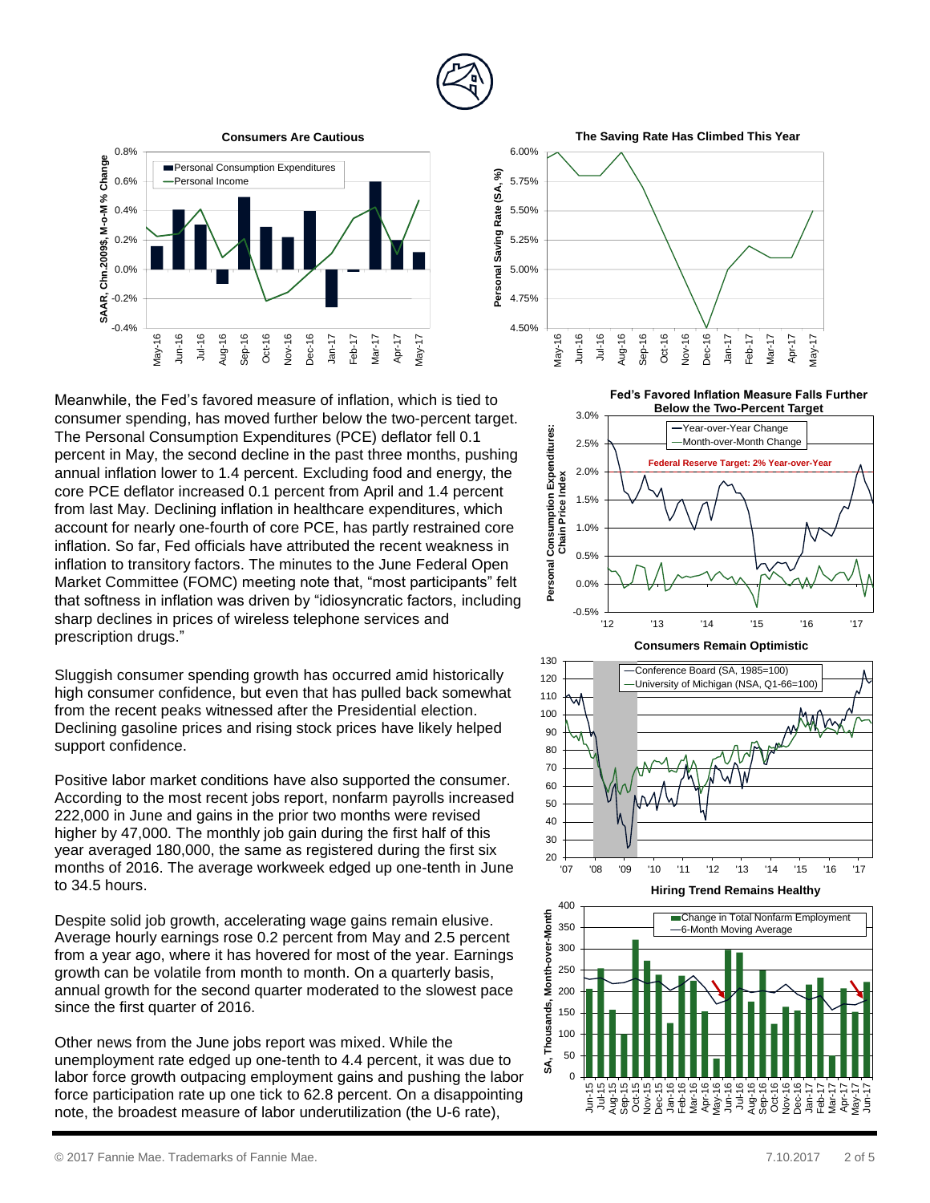Meanwhile, the Fed's favored measure of inflation, which is tied to consumer spending, has moved further below the two-percent target. The Personal Consumption Expenditures (PCE) deflator fell 0.1 percent in May, the second decline in the past three months, pushing annual inflation lower to 1.4 percent. Excluding food and energy, the core PCE deflator increased 0.1 percent from April and 1.4 percent from last May. Declining inflation in healthcare expenditures, which account for nearly one-fourth of core PCE, has partly restrained core inflation. So far, Fed officials have attributed the recent weakness in inflation to transitory factors. The minutes to the June Federal Open Market Committee (FOMC) meeting note that, "most participants" felt that softness in inflation was driven by "idiosyncratic factors, including sharp declines in prices of wireless telephone services and prescription drugs."

Sluggish consumer spending growth has occurred amid historically high consumer confidence, but even that has pulled back somewhat from the recent peaks witnessed after the Presidential election. Declining gasoline prices and rising stock prices have likely helped support confidence.

Positive labor market conditions have also supported the consumer. According to the most recent jobs report, nonfarm payrolls increased 222,000 in June and gains in the prior two months were revised higher by 47,000. The monthly job gain during the first half of this year averaged 180,000, the same as registered during the first six months of 2016. The average workweek edged up one-tenth in June to 34.5 hours.

Despite solid job growth, accelerating wage gains remain elusive. Average hourly earnings rose 0.2 percent from May and 2.5 percent from a year ago, where it has hovered for most of the year. Earnings growth can be volatile from month to month. On a quarterly basis, annual growth for the second quarter moderated to the slowest pace since the first quarter of 2016.

Other news from the June jobs report was mixed. While the unemployment rate edged up one-tenth to 4.4 percent, it was due to labor force growth outpacing employment gains and pushing the labor force participation rate up one tick to 62.8 percent. On a disappointing note, the broadest measure of labor underutilization (the U-6 rate),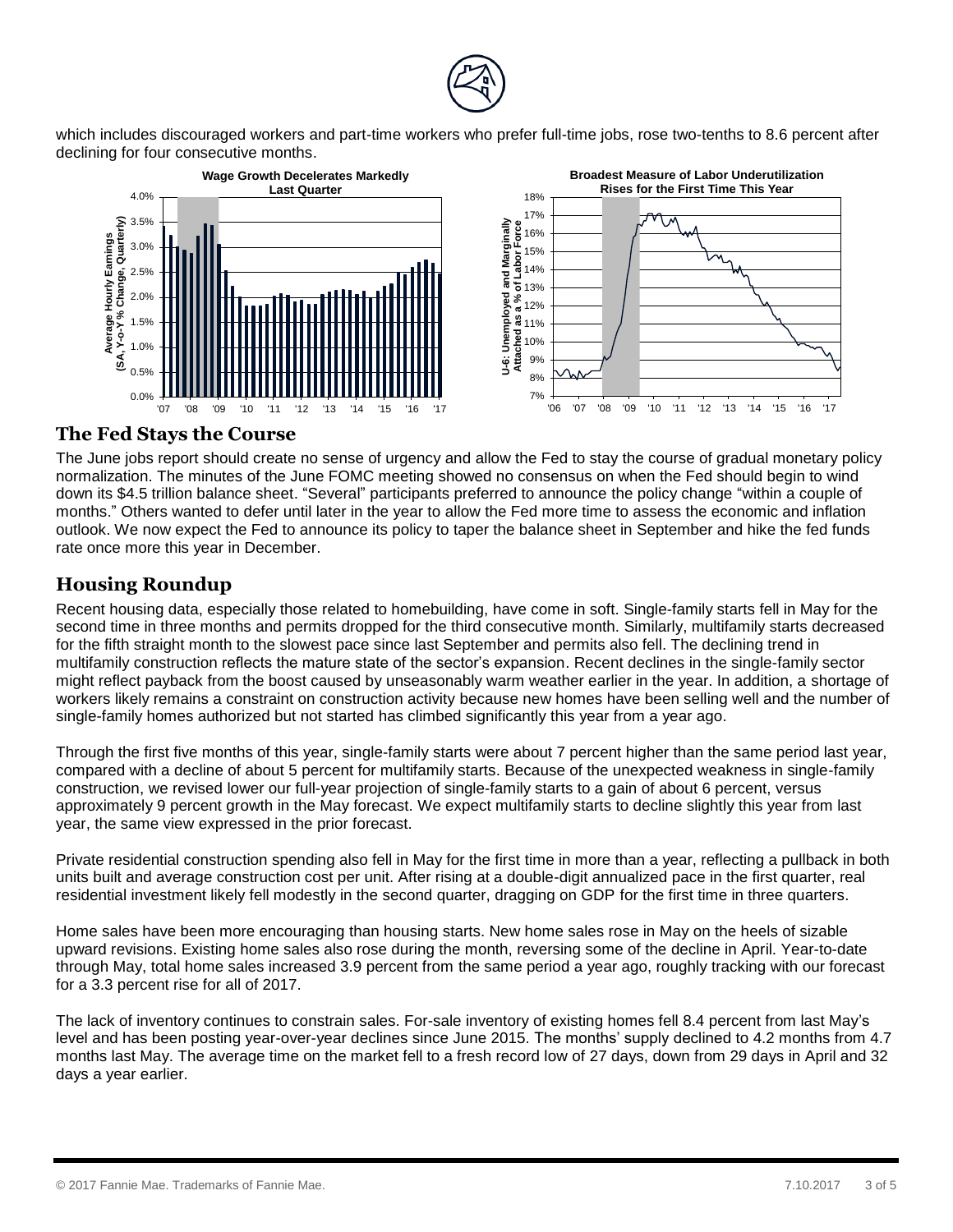which includes discouraged workers and part-time workers who prefer full-time jobs, rose two-tenths to 8.6 percent after declining for four consecutive months.

**Wage Growth Decelerates Markedly Last Quarter**

**Broadest Measure of Labor Underutilization Rises for the First Time This Year**

## The Fed Stays the Course

The June jobs report should create no sense of urgency and allow the Fed to stay the course of gradual monetary policy normalization. The minutes of the June FOMC meeting showed no consensus on when the Fed should begin to wind down its $4.5 trillion balance sheet. "Several" participants preferred to announce the policy change "within a couple of months." Others wanted to defer until later in the year to allow the Fed more time to assess the economic and inflation outlook. We now expect the Fed to announce its policy to taper the balance sheet in September and hike the fed funds rate once more this year in December.

## Housing Roundup

Recent housing data, especially those related to homebuilding, have come in soft. Single-family starts fell in May for the second time in three months and permits dropped for the third consecutive month. Similarly, multifamily starts decreased for the fifth straight month to the slowest pace since last September and permits also fell. The declining trend in multifamily construction reflects the mature state of the sector's expansion. Recent declines in the single-family sector might reflect payback from the boost caused by unseasonably warm weather earlier in the year. In addition, a shortage of workers likely remains a constraint on construction activity because new homes have been selling well and the number of single-family homes authorized but not started has climbed significantly this year from a year ago.

Through the first five months of this year, single-family starts were about 7 percent higher than the same period last year, compared with a decline of about 5 percent for multifamily starts. Because of the unexpected weakness in single-family construction, we revised lower our full-year projection of single-family starts to a gain of about 6 percent, versus approximately 9 percent growth in the May forecast. We expect multifamily starts to decline slightly this year from last year, the same view expressed in the prior forecast.

Private residential construction spending also fell in May for the first time in more than a year, reflecting a pullback in both units built and average construction cost per unit. After rising at a double-digit annualized pace in the first quarter, real residential investment likely fell modestly in the second quarter, dragging on GDP for the first time in three quarters.

Home sales have been more encouraging than housing starts. New home sales rose in May on the heels of sizable upward revisions. Existing home sales also rose during the month, reversing some of the decline in April. Year-to-date through May, total home sales increased 3.9 percent from the same period a year ago, roughly tracking with our forecast for a 3.3 percent rise for all of 2017.

The lack of inventory continues to constrain sales. For-sale inventory of existing homes fell 8.4 percent from last May's level and has been posting year-over-year declines since June 2015. The months' supply declined to 4.2 months from 4.7 months last May. The average time on the market fell to a fresh record low of 27 days, down from 29 days in April and 32 days a year earlier.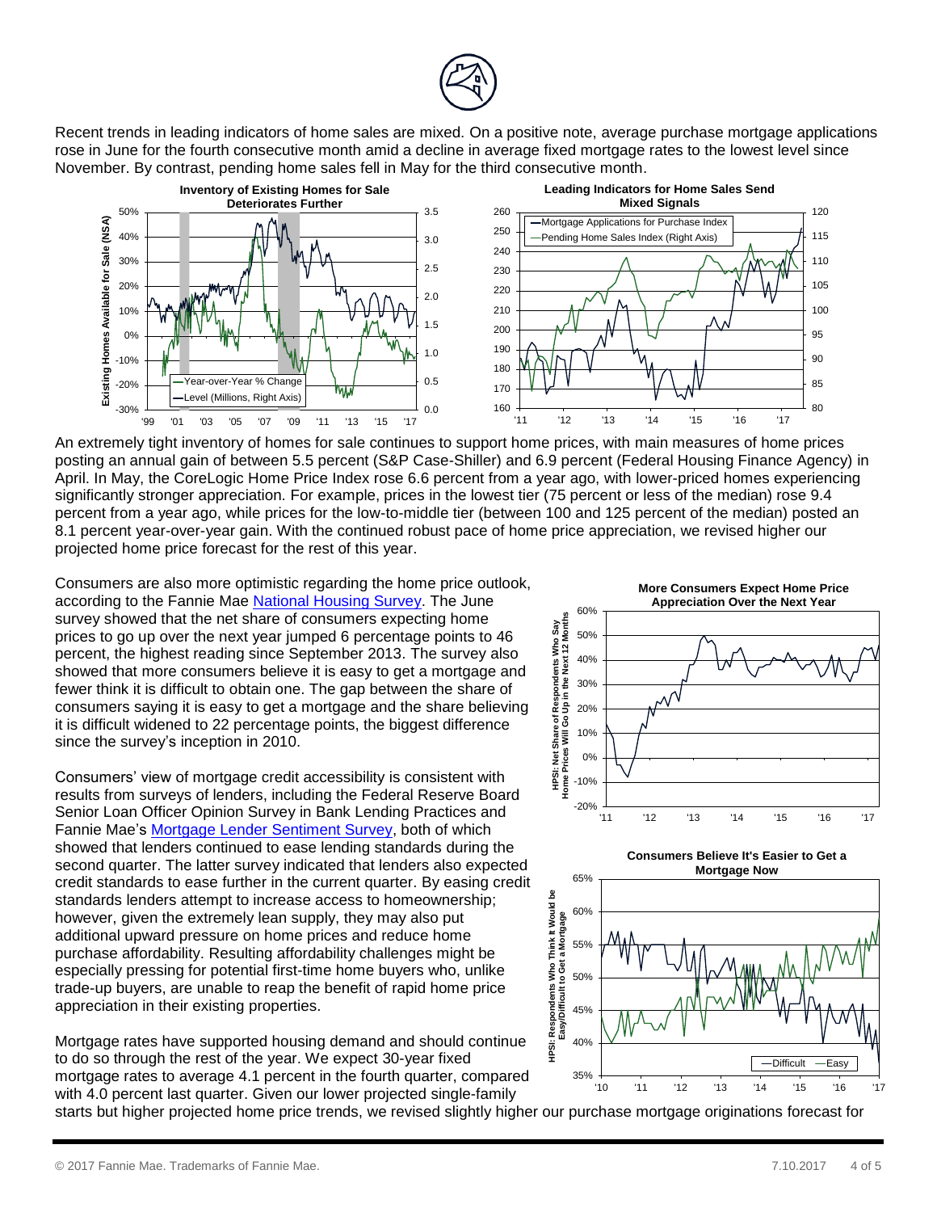Recent trends in leading indicators of home sales are mixed. On a positive note, average purchase mortgage applications rose in June for the fourth consecutive month amid a decline in average fixed mortgage rates to the lowest level since November. By contrast, pending home sales fell in May for the third consecutive month.

**Inventory of Existing Homes for Sale Deteriorates Further**

**Leading Indicators for Home Sales Send Mixed Signals**

An extremely tight inventory of homes for sale continues to support home prices, with main measures of home prices posting an annual gain of between 5.5 percent (S&P Case-Shiller) and 6.9 percent (Federal Housing Finance Agency) in April. In May, the CoreLogic Home Price Index rose 6.6 percent from a year ago, with lower-priced homes experiencing significantly stronger appreciation. For example, prices in the lowest tier (75 percent or less of the median) rose 9.4 percent from a year ago, while prices for the low-to-middle tier (between 100 and 125 percent of the median) posted an 8.1 percent year-over-year gain. With the continued robust pace of home price appreciation, we revised higher our projected home price forecast for the rest of this year.

Consumers are also more optimistic regarding the home price outlook, according to the Fannie Mae [National Housing Survey](). The June survey showed that the net share of consumers expecting home prices to go up over the next year jumped 6 percentage points to 46 percent, the highest reading since September 2013. The survey also showed that more consumers believe it is easy to get a mortgage and fewer think it is difficult to obtain one. The gap between the share of consumers saying it is easy to get a mortgage and the share believing it is difficult widened to 22 percentage points, the biggest difference since the survey's inception in 2010.

**More Consumers Expect Home Price Appreciation Over the Next Year**

Consumers' view of mortgage credit accessibility is consistent with results from surveys of lenders, including the Federal Reserve Board Senior Loan Officer Opinion Survey in Bank Lending Practices and Fannie Mae's [Mortgage Lender Sentiment Survey](), both of which showed that lenders continued to ease lending standards during the second quarter. The latter survey indicated that lenders also expected credit standards to ease further in the current quarter. By easing credit standards lenders attempt to increase access to homeownership; however, given the extremely lean supply, they may also put additional upward pressure on home prices and reduce home purchase affordability. Resulting affordability challenges might be especially pressing for potential first-time home buyers who, unlike trade-up buyers, are unable to reap the benefit of rapid home price appreciation in their existing properties.

**Consumers Believe It's Easier to Get a Mortgage Now**

Mortgage rates have supported housing demand and should continue to do so through the rest of the year. We expect 30-year fixed mortgage rates to average 4.1 percent in the fourth quarter, compared with 4.0 percent last quarter. Given our lower projected single-family starts but higher projected home price trends, we revised slightly higher our purchase mortgage originations forecast for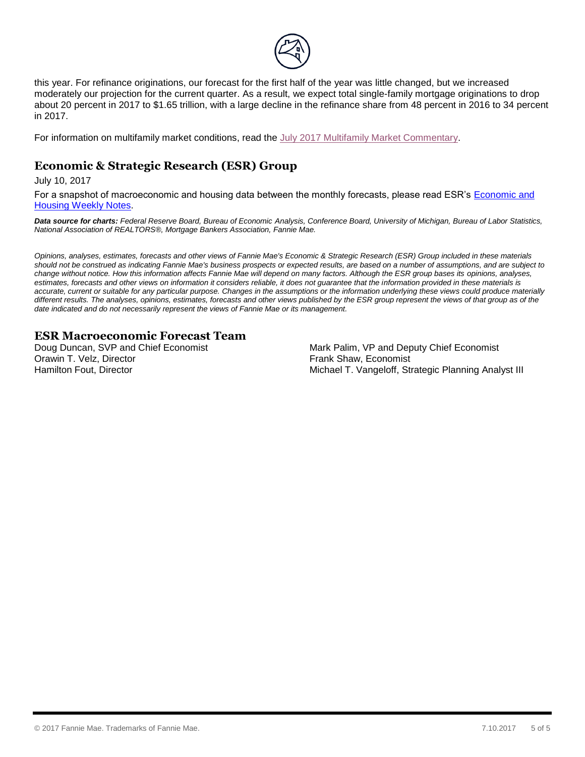this year. For refinance originations, our forecast for the first half of the year was little changed, but we increased moderately our projection for the current quarter. As a result, we expect total single-family mortgage originations to drop about 20 percent in 2017 to $1.65 trillion, with a large decline in the refinance share from 48 percent in 2016 to 34 percent in 2017.

For information on multifamily market conditions, read the July 2017 Multifamily Market Commentary.

## Economic & Strategic Research (ESR) Group

July 10, 2017

For a snapshot of macroeconomic and housing data between the monthly forecasts, please read ESR's Economic and Housing Weekly Notes.

***Data source for charts:*** *Federal Reserve Board, Bureau of Economic Analysis, Conference Board, University of Michigan, Bureau of Labor Statistics, National Association of REALTORS®, Mortgage Bankers Association, Fannie Mae.*

*Opinions, analyses, estimates, forecasts and other views of Fannie Mae's Economic & Strategic Research (ESR) Group included in these materials should not be construed as indicating Fannie Mae's business prospects or expected results, are based on a number of assumptions, and are subject to change without notice. How this information affects Fannie Mae will depend on many factors. Although the ESR group bases its opinions, analyses, estimates, forecasts and other views on information it considers reliable, it does not guarantee that the information provided in these materials is accurate, current or suitable for any particular purpose. Changes in the assumptions or the information underlying these views could produce materially different results. The analyses, opinions, estimates, forecasts and other views published by the ESR group represent the views of that group as of the date indicated and do not necessarily represent the views of Fannie Mae or its management.*

## ESR Macroeconomic Forecast Team

Doug Duncan, SVP and Chief Economist
Orawin T. Velz, Director
Hamilton Fout, Director
Mark Palim, VP and Deputy Chief Economist
Frank Shaw, Economist
Michael T. Vangeloff, Strategic Planning Analyst III

© 2017 Fannie Mae. Trademarks of Fannie Mae.